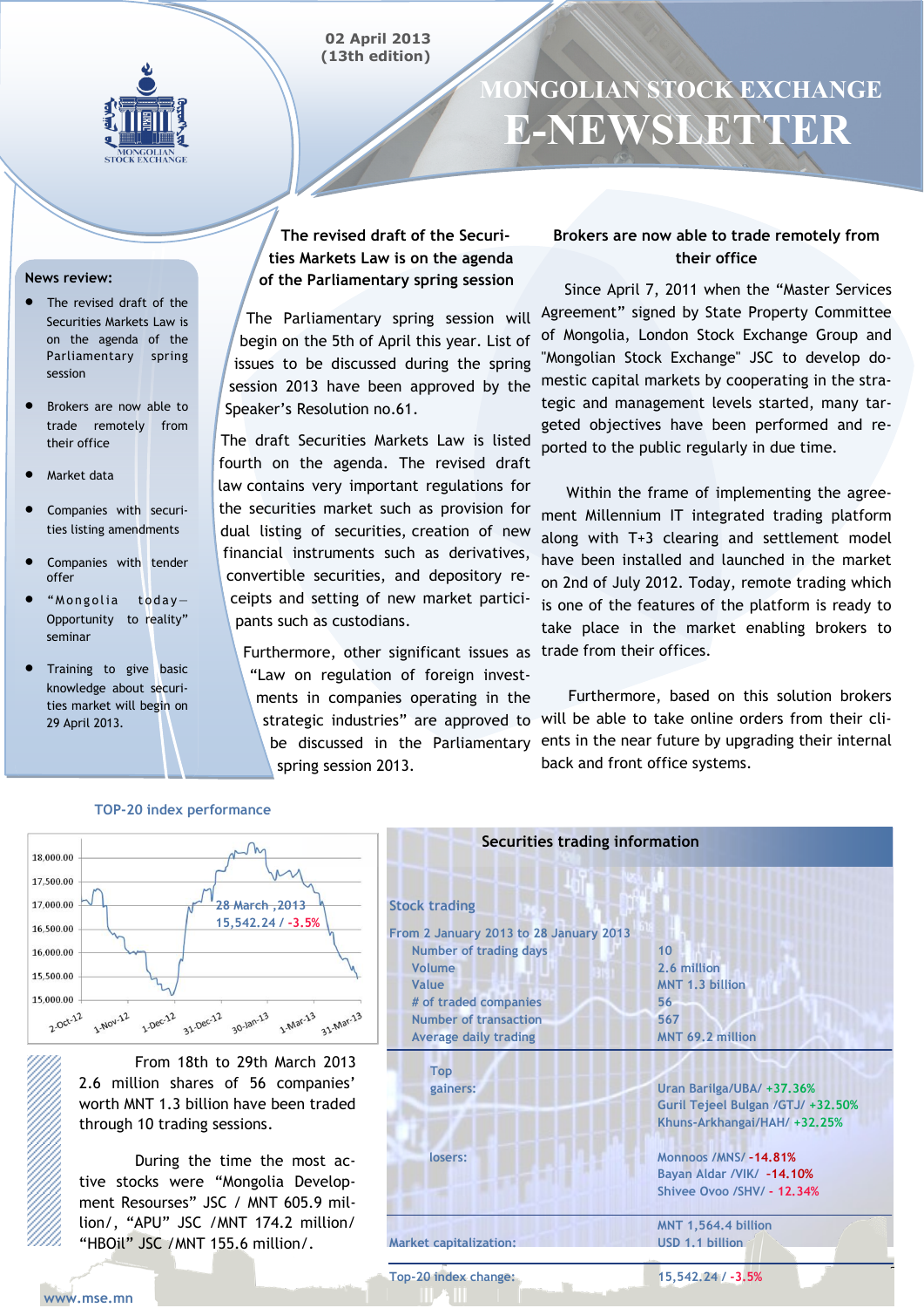02 April 2013
(13th edition)

# MONGOLIAN STOCK EXCHANGE E-NEWSLETTER

**News review:**

- The revised draft of the Securities Markets Law is on the agenda of the Parliamentary spring session
- Brokers are now able to trade remotely from their office
- Market data
- Companies with securities listing amendments
- Companies with tender offer
- "Mongolia today—Opportunity to reality" seminar
- Training to give basic knowledge about securities market will begin on 29 April 2013.

## The revised draft of the Securities Markets Law is on the agenda of the Parliamentary spring session

The Parliamentary spring session will begin on the 5th of April this year. List of issues to be discussed during the spring session 2013 have been approved by the Speaker's Resolution no.61.

The draft Securities Markets Law is listed fourth on the agenda. The revised draft law contains very important regulations for the securities market such as provision for dual listing of securities, creation of new financial instruments such as derivatives, convertible securities, and depository receipts and setting of new market participants such as custodians.

Furthermore, other significant issues as "Law on regulation of foreign investments in companies operating in the strategic industries" are approved to be discussed in the Parliamentary spring session 2013.

## Brokers are now able to trade remotely from their office

Since April 7, 2011 when the "Master Services Agreement" signed by State Property Committee of Mongolia, London Stock Exchange Group and "Mongolian Stock Exchange" JSC to develop domestic capital markets by cooperating in the strategic and management levels started, many targeted objectives have been performed and reported to the public regularly in due time.

Within the frame of implementing the agreement Millennium IT integrated trading platform along with T+3 clearing and settlement model have been installed and launched in the market on 2nd of July 2012. Today, remote trading which is one of the features of the platform is ready to take place in the market enabling brokers to trade from their offices.

Furthermore, based on this solution brokers will be able to take online orders from their clients in the near future by upgrading their internal and front office systems.

### TOP-20 index performance

28 March ,2013
15,542.24 / -3.5%

From 18th to 29th March 2013 2.6 million shares of 56 companies' worth MNT 1.3 billion have been traded through 10 trading sessions.

During the time the most active stocks were "Mongolia Development Resourses" JSC / MNT 605.9 million/, "APU" JSC /MNT 174.2 million/ "HBOil" JSC /MNT 155.6 million/.

### Securities trading information

| Stock trading | |
|---|---|
| From 2 January 2013 to 28 January 2013 | |
| Number of trading days | 10 |
| Volume | 2.6 million |
| Value | MNT 1.3 billion |
| # of traded companies | 56 |
| Number of transaction | 567 |
| Average daily trading | MNT 69.2 million |
| Top gainers: | Uran Barilga/UBA/ +37.36% |
| | Guril Tejeel Bulgan /GTJ/ +32.50% |
| | Khuns-Arkhangai/HAH/ +32.25% |
| losers: | Monnoos /MNS/ -14.81% |
| | Bayan Aldar /VIK/ -14.10% |
| | Shivee Ovoo /SHV/ - 12.34% |
| Market capitalization: | MNT 1,564.4 billion |
| | USD 1.1 billion |
| Top-20 index change: | 15,542.24 / -3.5% |

www.mse.mn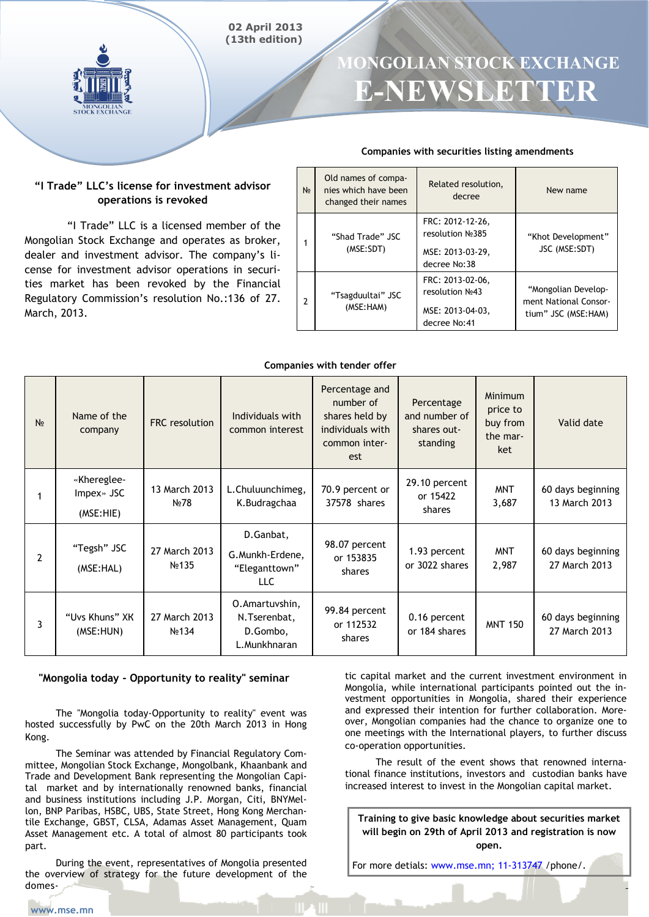02 April 2013
(13th edition)

# MONGOLIAN STOCK EXCHANGE E-NEWSLETTER

## “I Trade” LLC’s license for investment advisor operations is revoked

“I Trade” LLC is a licensed member of the Mongolian Stock Exchange and operates as broker, dealer and investment advisor. The company’s license for investment advisor operations in securities market has been revoked by the Financial Regulatory Commission’s resolution No.:136 of 27. March, 2013.

### Companies with securities listing amendments

| № | Old names of companies which have been changed their names | Related resolution, decree | New name |
|---|---|---|---|
| 1 | “Shad Trade” JSC (MSE:SDT) | FRC: 2012-12-26, resolution №385<br>MSE: 2013-03-29, decree No:38 | “Khot Development” JSC (MSE:SDT) |
| 2 | “Tsagduultai” JSC (MSE:HAM) | FRC: 2013-02-06, resolution №43<br>MSE: 2013-04-03, decree No:41 | “Mongolian Development National Consortium” JSC (MSE:HAM) |

### Companies with tender offer

| № | Name of the company | FRC resolution | Individuals with common interest | Percentage and number of shares held by individuals with common interest | Percentage and number of shares outstanding | Minimum price to buy from the market | Valid date |
|---|---|---|---|---|---|---|---|
| 1 | «Khereglee-Impex» JSC (MSE:HIE) | 13 March 2013 №78 | L.Chuluunchimeg, K.Budragchaa | 70.9 percent or 37578 shares | 29.10 percent or 15422 shares | MNT 3,687 | 60 days beginning 13 March 2013 |
| 2 | “Tegsh” JSC (MSE:HAL) | 27 March 2013 №135 | D.Ganbat, G.Munkh-Erdene, “Eleganttown” LLC | 98.07 percent or 153835 shares | 1.93 percent or 3022 shares | MNT 2,987 | 60 days beginning 27 March 2013 |
| 3 | “Uvs Khuns” XK (MSE:HUN) | 27 March 2013 №134 | O.Amartuvshin, N.Tserenbat, D.Gombo, L.Munkhnaran | 99.84 percent or 112532 shares | 0.16 percent or 184 shares | MNT 150 | 60 days beginning 27 March 2013 |

## "Mongolia today - Opportunity to reality" seminar

The "Mongolia today-Opportunity to reality" event was hosted successfully by PwC on the 20th March 2013 in Hong Kong.

The Seminar was attended by Financial Regulatory Committee, Mongolian Stock Exchange, Mongolbank, Khaanbank and Trade and Development Bank representing the Mongolian Capital market and by internationally renowned banks, financial and business institutions including J.P. Morgan, Citi, BNYMellon, BNP Paribas, HSBC, UBS, State Street, Hong Kong Merchantile Exchange, GBST, CLSA, Adamas Asset Management, Quam Asset Management etc. A total of almost 80 participants took part.

During the event, representatives of Mongolia presented the overview of strategy for the future development of the domestic capital market and the current investment environment in Mongolia, while international participants pointed out the investment opportunities in Mongolia, shared their experience and expressed their intention for further collaboration. Moreover, Mongolian companies had the chance to organize one to one meetings with the International players, to further discuss co-operation opportunities.

The result of the event shows that renowned international finance institutions, investors and custodian banks have increased interest to invest in the Mongolian capital market.

**Training to give basic knowledge about securities market will begin on 29th of April 2013 and registration is now open.**

For more detials: www.mse.mn; 11-313747 /phone/.